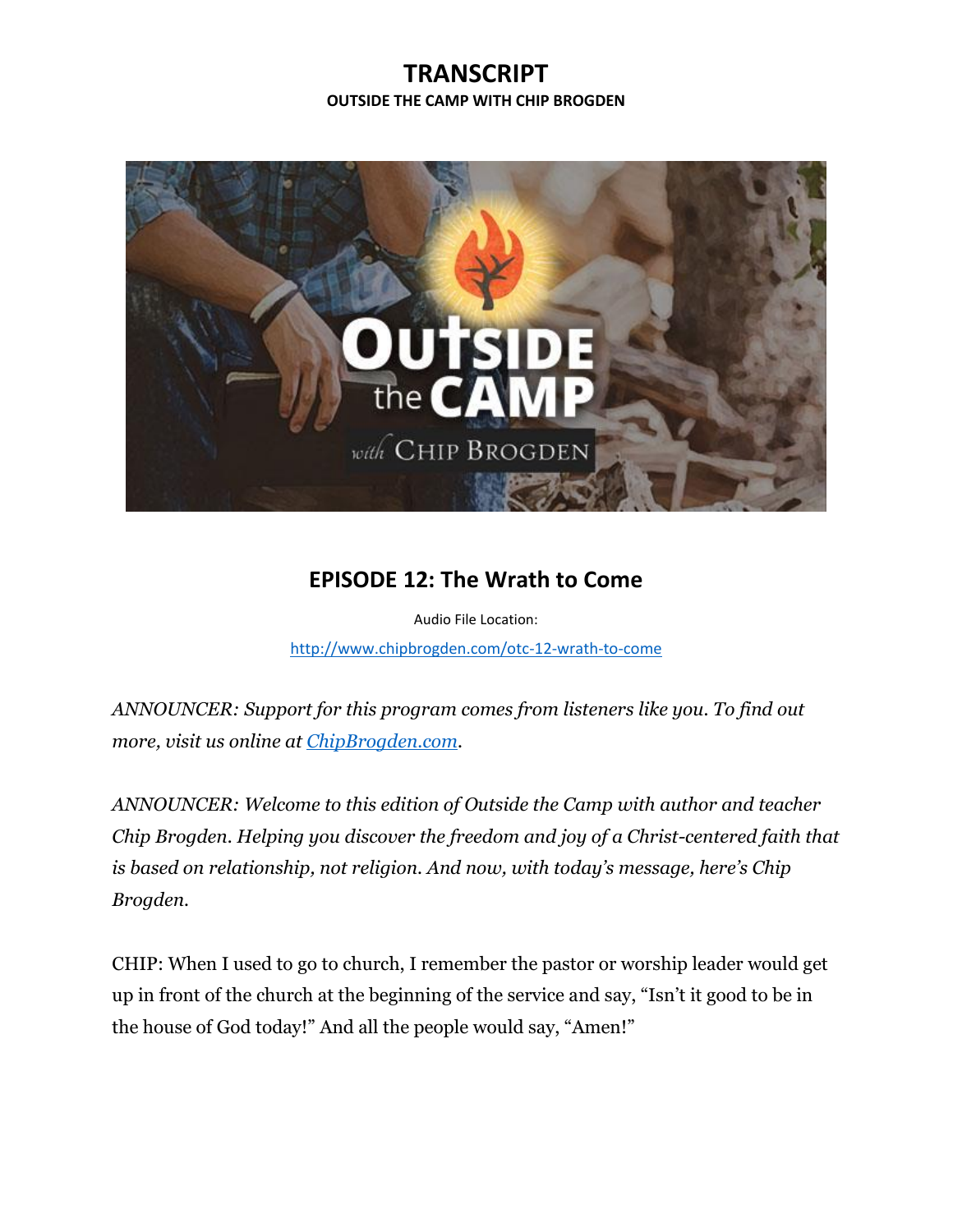# TRANSCRIPT

**OUTSIDE THE CAMP WITH CHIP BROGDEN**

## EPISODE 12: The Wrath to Come

Audio File Location:

http://www.chipbrogden.com/otc-12-wrath-to-come

*ANNOUNCER: Support for this program comes from listeners like you. To find out more, visit us online at ChipBrogden.com.*

*ANNOUNCER: Welcome to this edition of Outside the Camp with author and teacher Chip Brogden. Helping you discover the freedom and joy of a Christ-centered faith that is based on relationship, not religion. And now, with today's message, here's Chip Brogden.*

CHIP: When I used to go to church, I remember the pastor or worship leader would get up in front of the church at the beginning of the service and say, "Isn't it good to be in the house of God today!" And all the people would say, "Amen!"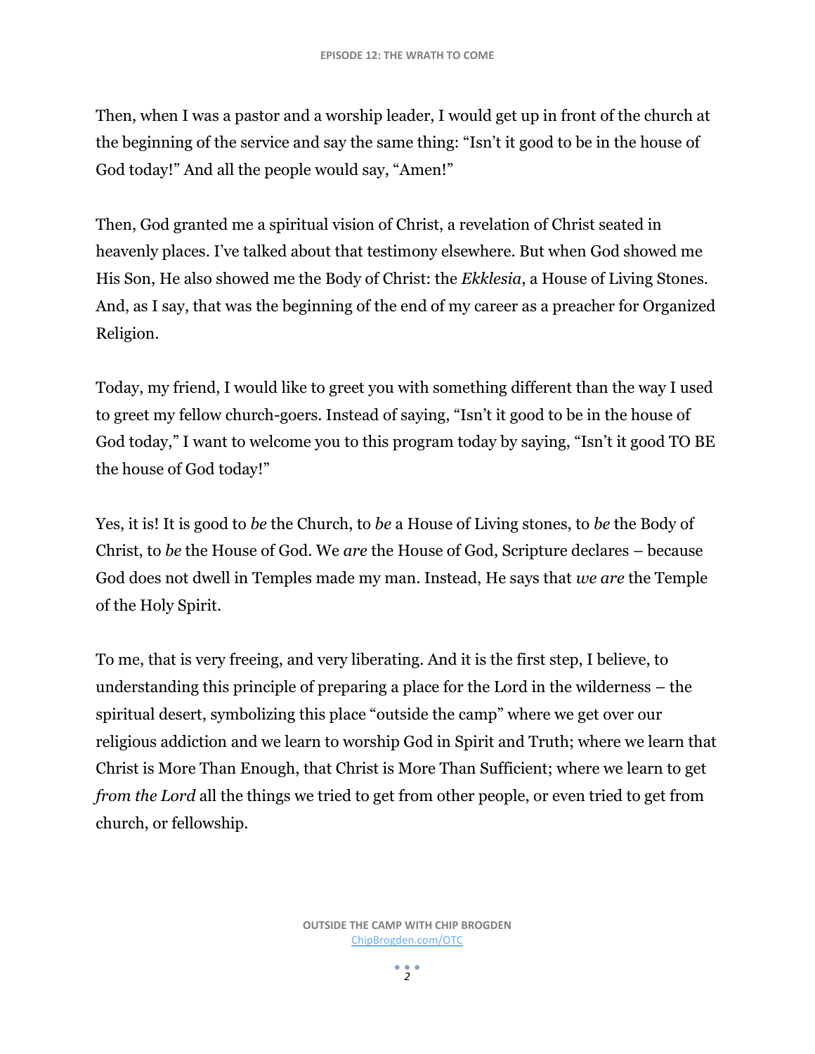Then, when I was a pastor and a worship leader, I would get up in front of the church at the beginning of the service and say the same thing: “Isn’t it good to be in the house of God today!” And all the people would say, “Amen!”

Then, God granted me a spiritual vision of Christ, a revelation of Christ seated in heavenly places. I’ve talked about that testimony elsewhere. But when God showed me His Son, He also showed me the Body of Christ: the *Ekklesia*, a House of Living Stones. And, as I say, that was the beginning of the end of my career as a preacher for Organized Religion.

Today, my friend, I would like to greet you with something different than the way I used to greet my fellow church-goers. Instead of saying, “Isn’t it good to be in the house of God today,” I want to welcome you to this program today by saying, “Isn’t it good TO BE the house of God today!”

Yes, it is! It is good to *be* the Church, to *be* a House of Living stones, to *be* the Body of Christ, to *be* the House of God. We *are* the House of God, Scripture declares – because God does not dwell in Temples made my man. Instead, He says that *we are* the Temple of the Holy Spirit.

To me, that is very freeing, and very liberating. And it is the first step, I believe, to understanding this principle of preparing a place for the Lord in the wilderness – the spiritual desert, symbolizing this place “outside the camp” where we get over our religious addiction and we learn to worship God in Spirit and Truth; where we learn that Christ is More Than Enough, that Christ is More Than Sufficient; where we learn to get *from the Lord* all the things we tried to get from other people, or even tried to get from church, or fellowship.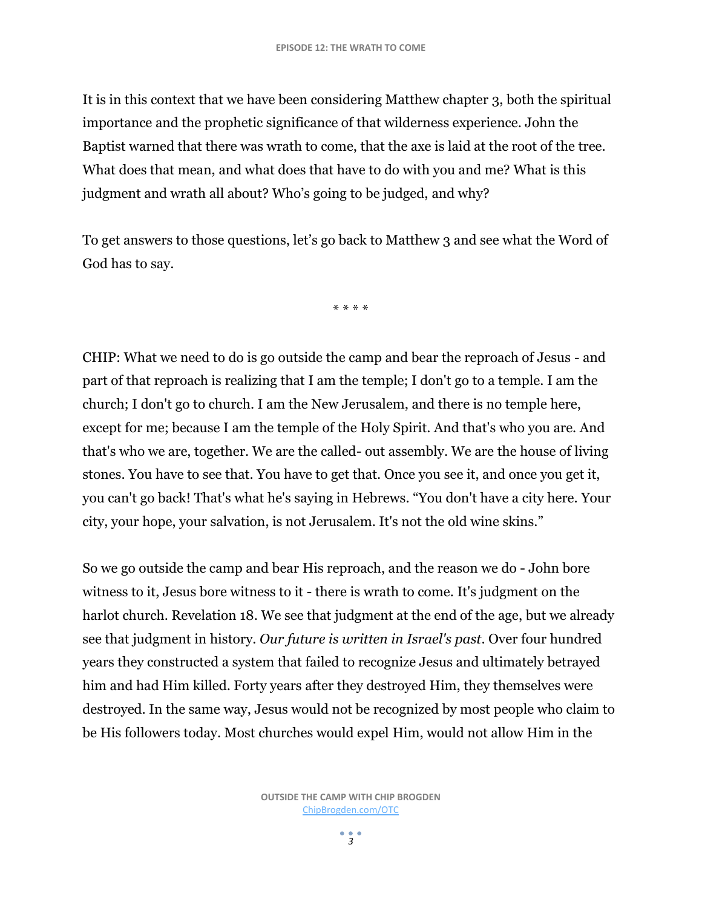It is in this context that we have been considering Matthew chapter 3, both the spiritual importance and the prophetic significance of that wilderness experience. John the Baptist warned that there was wrath to come, that the axe is laid at the root of the tree. What does that mean, and what does that have to do with you and me? What is this judgment and wrath all about? Who's going to be judged, and why?

To get answers to those questions, let's go back to Matthew 3 and see what the Word of God has to say.

* * * *

CHIP: What we need to do is go outside the camp and bear the reproach of Jesus - and part of that reproach is realizing that I am the temple; I don't go to a temple. I am the church; I don't go to church. I am the New Jerusalem, and there is no temple here, except for me; because I am the temple of the Holy Spirit. And that's who you are. And that's who we are, together. We are the called- out assembly. We are the house of living stones. You have to see that. You have to get that. Once you see it, and once you get it, you can't go back! That's what he's saying in Hebrews. "You don't have a city here. Your city, your hope, your salvation, is not Jerusalem. It's not the old wine skins."

So we go outside the camp and bear His reproach, and the reason we do - John bore witness to it, Jesus bore witness to it - there is wrath to come. It's judgment on the harlot church. Revelation 18. We see that judgment at the end of the age, but we already see that judgment in history. *Our future is written in Israel's past*. Over four hundred years they constructed a system that failed to recognize Jesus and ultimately betrayed him and had Him killed. Forty years after they destroyed Him, they themselves were destroyed. In the same way, Jesus would not be recognized by most people who claim to be His followers today. Most churches would expel Him, would not allow Him in the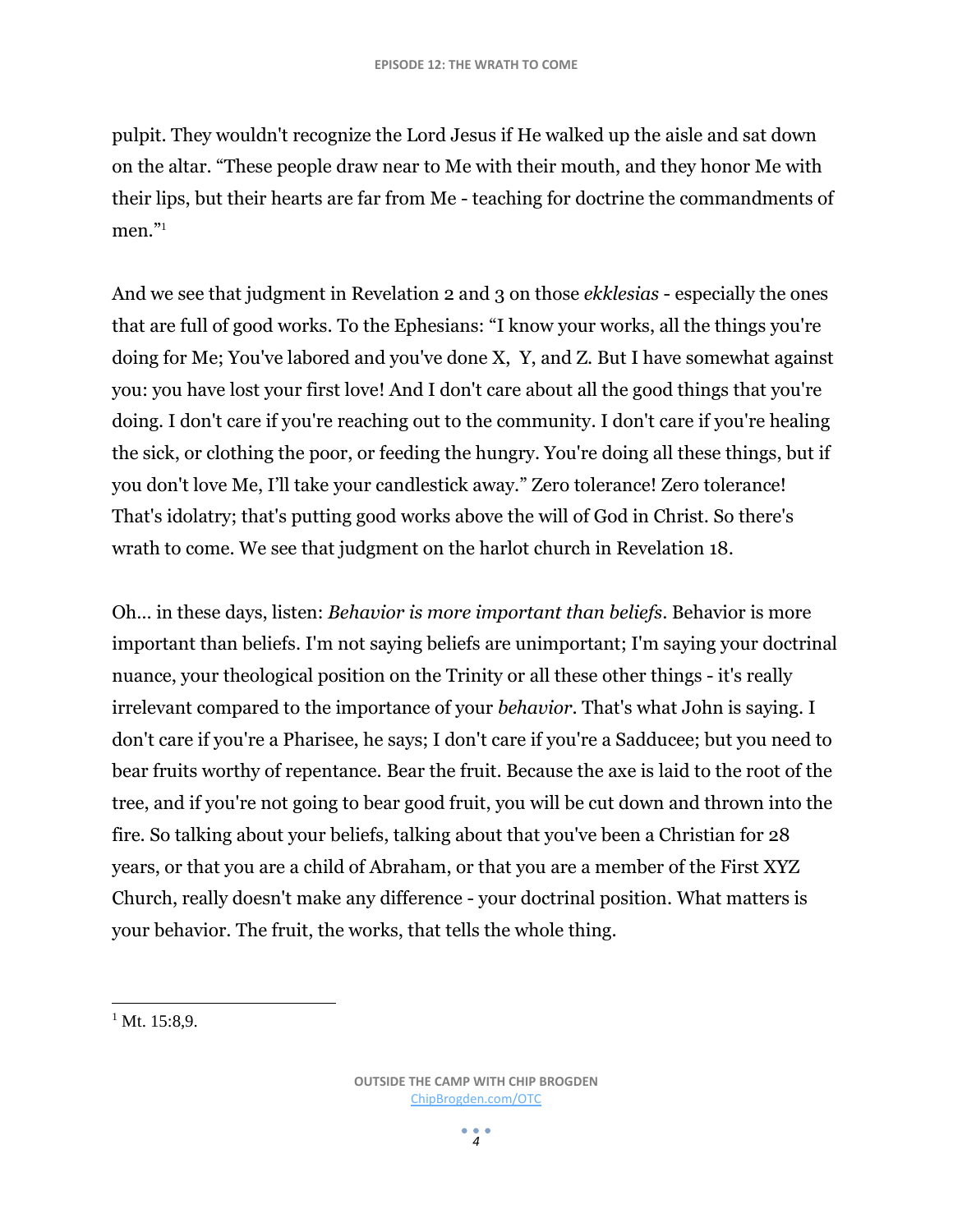pulpit. They wouldn't recognize the Lord Jesus if He walked up the aisle and sat down on the altar. "These people draw near to Me with their mouth, and they honor Me with their lips, but their hearts are far from Me - teaching for doctrine the commandments of men."[1]

And we see that judgment in Revelation 2 and 3 on those *ekklesias* - especially the ones that are full of good works. To the Ephesians: "I know your works, all the things you're doing for Me; You've labored and you've done X,  Y, and Z. But I have somewhat against you: you have lost your first love! And I don't care about all the good things that you're doing. I don't care if you're reaching out to the community. I don't care if you're healing the sick, or clothing the poor, or feeding the hungry. You're doing all these things, but if you don't love Me, I'll take your candlestick away." Zero tolerance! Zero tolerance! That's idolatry; that's putting good works above the will of God in Christ. So there's wrath to come. We see that judgment on the harlot church in Revelation 18.

Oh... in these days, listen: *Behavior is more important than beliefs*. Behavior is more important than beliefs. I'm not saying beliefs are unimportant; I'm saying your doctrinal nuance, your theological position on the Trinity or all these other things - it's really irrelevant compared to the importance of your *behavior*. That's what John is saying. I don't care if you're a Pharisee, he says; I don't care if you're a Sadducee; but you need to bear fruits worthy of repentance. Bear the fruit. Because the axe is laid to the root of the tree, and if you're not going to bear good fruit, you will be cut down and thrown into the fire. So talking about your beliefs, talking about that you've been a Christian for 28 years, or that you are a child of Abraham, or that you are a member of the First XYZ Church, really doesn't make any difference - your doctrinal position. What matters is your behavior. The fruit, the works, that tells the whole thing.

[1] Mt. 15:8,9.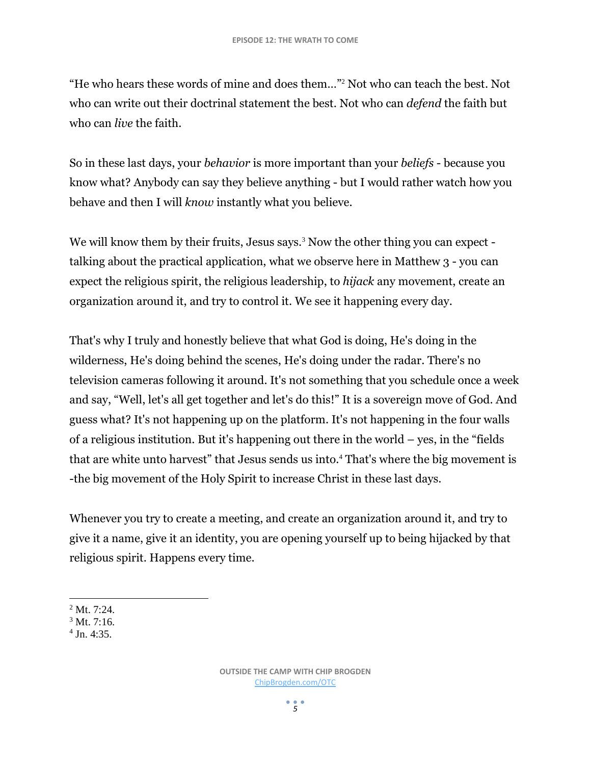"He who hears these words of mine and does them..."[2] Not who can teach the best. Not who can write out their doctrinal statement the best. Not who can *defend* the faith but who can *live* the faith.

So in these last days, your *behavior* is more important than your *beliefs* - because you know what? Anybody can say they believe anything - but I would rather watch how you behave and then I will *know* instantly what you believe.

We will know them by their fruits, Jesus says.[3] Now the other thing you can expect - talking about the practical application, what we observe here in Matthew 3 - you can expect the religious spirit, the religious leadership, to *hijack* any movement, create an organization around it, and try to control it. We see it happening every day.

That's why I truly and honestly believe that what God is doing, He's doing in the wilderness, He's doing behind the scenes, He's doing under the radar. There's no television cameras following it around. It's not something that you schedule once a week and say, "Well, let's all get together and let's do this!" It is a sovereign move of God. And guess what? It's not happening up on the platform. It's not happening in the four walls of a religious institution. But it's happening out there in the world – yes, in the "fields that are white unto harvest" that Jesus sends us into.[4] That's where the big movement is -the big movement of the Holy Spirit to increase Christ in these last days.

Whenever you try to create a meeting, and create an organization around it, and try to give it a name, give it an identity, you are opening yourself up to being hijacked by that religious spirit. Happens every time.

---

[2] Mt. 7:24.
[3] Mt. 7:16.
[4] Jn. 4:35.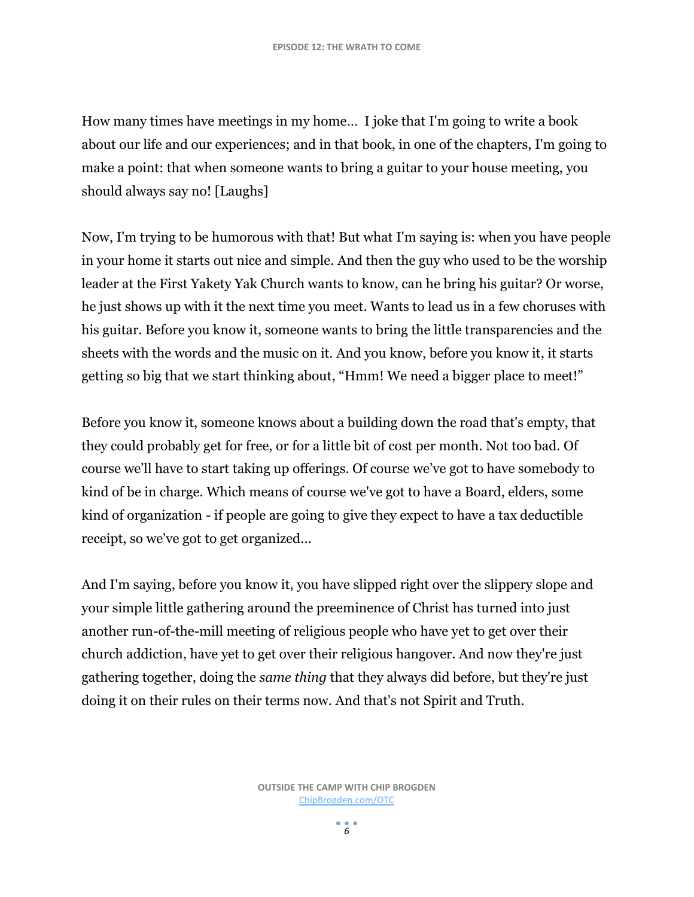How many times have meetings in my home... I joke that I'm going to write a book about our life and our experiences; and in that book, in one of the chapters, I'm going to make a point: that when someone wants to bring a guitar to your house meeting, you should always say no! [Laughs]

Now, I'm trying to be humorous with that! But what I'm saying is: when you have people in your home it starts out nice and simple. And then the guy who used to be the worship leader at the First Yakety Yak Church wants to know, can he bring his guitar? Or worse, he just shows up with it the next time you meet. Wants to lead us in a few choruses with his guitar. Before you know it, someone wants to bring the little transparencies and the sheets with the words and the music on it. And you know, before you know it, it starts getting so big that we start thinking about, “Hmm! We need a bigger place to meet!”

Before you know it, someone knows about a building down the road that's empty, that they could probably get for free, or for a little bit of cost per month. Not too bad. Of course we’ll have to start taking up offerings. Of course we’ve got to have somebody to kind of be in charge. Which means of course we've got to have a Board, elders, some kind of organization - if people are going to give they expect to have a tax deductible receipt, so we've got to get organized...

And I'm saying, before you know it, you have slipped right over the slippery slope and your simple little gathering around the preeminence of Christ has turned into just another run-of-the-mill meeting of religious people who have yet to get over their church addiction, have yet to get over their religious hangover. And now they're just gathering together, doing the *same thing* that they always did before, but they're just doing it on their rules on their terms now. And that's not Spirit and Truth.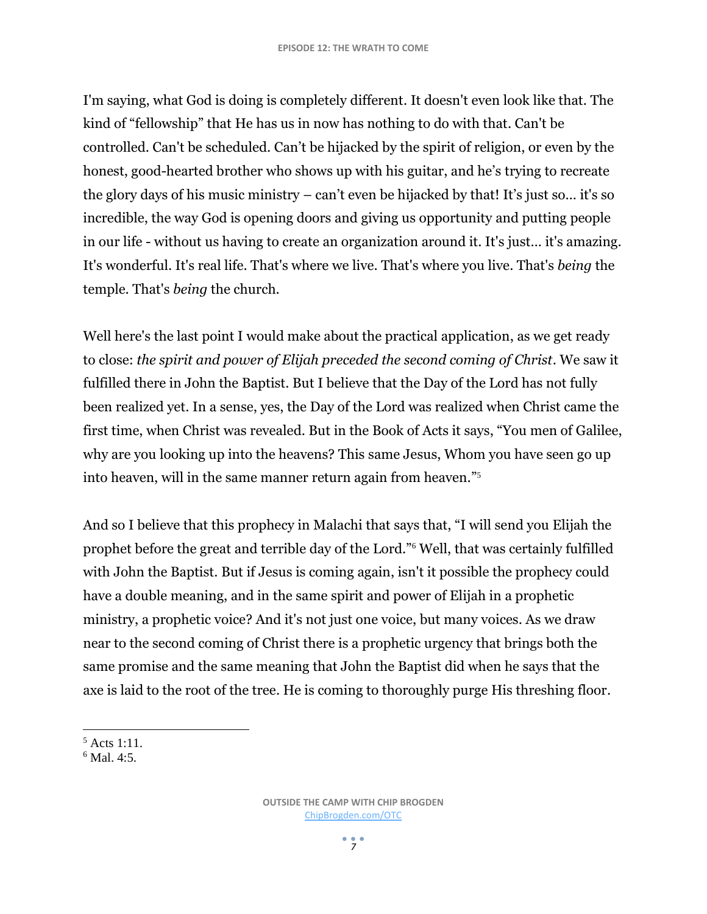I'm saying, what God is doing is completely different. It doesn't even look like that. The kind of "fellowship" that He has us in now has nothing to do with that. Can't be controlled. Can't be scheduled. Can't be hijacked by the spirit of religion, or even by the honest, good-hearted brother who shows up with his guitar, and he's trying to recreate the glory days of his music ministry – can't even be hijacked by that! It's just so… it's so incredible, the way God is opening doors and giving us opportunity and putting people in our life - without us having to create an organization around it. It's just… it's amazing. It's wonderful. It's real life. That's where we live. That's where you live. That's *being* the temple. That's *being* the church.

Well here's the last point I would make about the practical application, as we get ready to close: *the spirit and power of Elijah preceded the second coming of Christ*. We saw it fulfilled there in John the Baptist. But I believe that the Day of the Lord has not fully been realized yet. In a sense, yes, the Day of the Lord was realized when Christ came the first time, when Christ was revealed. But in the Book of Acts it says, "You men of Galilee, why are you looking up into the heavens? This same Jesus, Whom you have seen go up into heaven, will in the same manner return again from heaven."[5]

And so I believe that this prophecy in Malachi that says that, "I will send you Elijah the prophet before the great and terrible day of the Lord."[6] Well, that was certainly fulfilled with John the Baptist. But if Jesus is coming again, isn't it possible the prophecy could have a double meaning, and in the same spirit and power of Elijah in a prophetic ministry, a prophetic voice? And it's not just one voice, but many voices. As we draw near to the second coming of Christ there is a prophetic urgency that brings both the same promise and the same meaning that John the Baptist did when he says that the axe is laid to the root of the tree. He is coming to thoroughly purge His threshing floor.

---

[5] Acts 1:11.
[6] Mal. 4:5.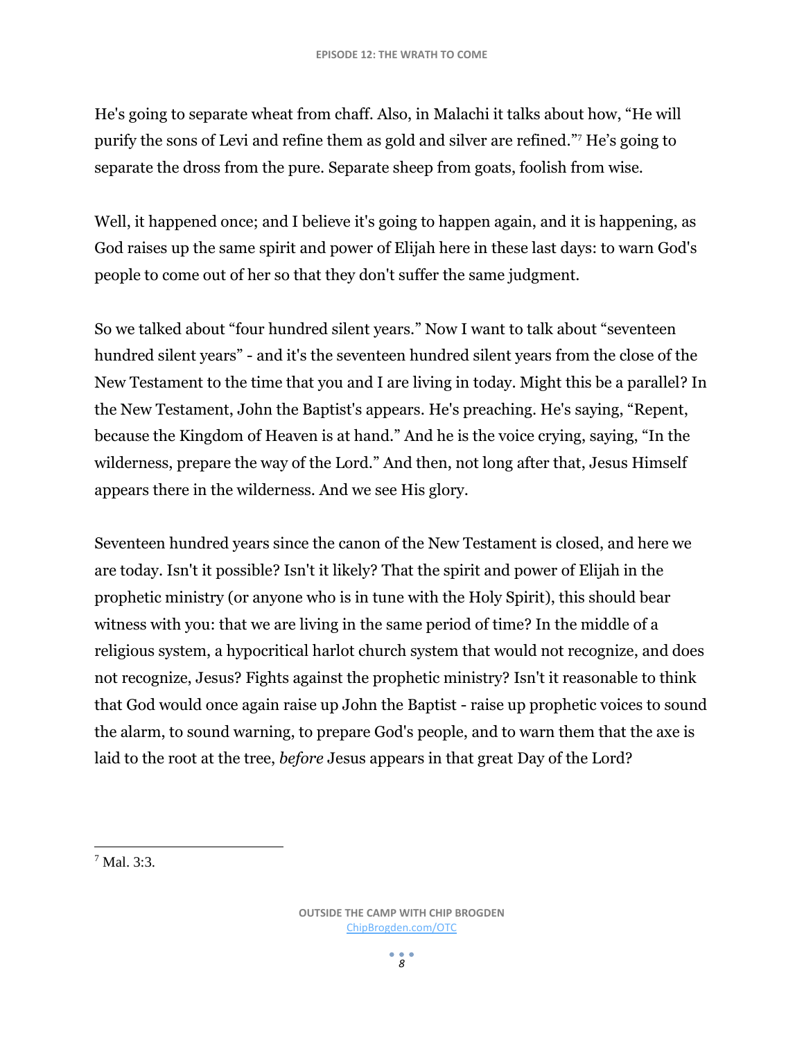He's going to separate wheat from chaff. Also, in Malachi it talks about how, "He will purify the sons of Levi and refine them as gold and silver are refined."[7] He's going to separate the dross from the pure. Separate sheep from goats, foolish from wise.

Well, it happened once; and I believe it's going to happen again, and it is happening, as God raises up the same spirit and power of Elijah here in these last days: to warn God's people to come out of her so that they don't suffer the same judgment.

So we talked about "four hundred silent years." Now I want to talk about "seventeen hundred silent years" - and it's the seventeen hundred silent years from the close of the New Testament to the time that you and I are living in today. Might this be a parallel? In the New Testament, John the Baptist's appears. He's preaching. He's saying, "Repent, because the Kingdom of Heaven is at hand." And he is the voice crying, saying, "In the wilderness, prepare the way of the Lord." And then, not long after that, Jesus Himself appears there in the wilderness. And we see His glory.

Seventeen hundred years since the canon of the New Testament is closed, and here we are today. Isn't it possible? Isn't it likely? That the spirit and power of Elijah in the prophetic ministry (or anyone who is in tune with the Holy Spirit), this should bear witness with you: that we are living in the same period of time? In the middle of a religious system, a hypocritical harlot church system that would not recognize, and does not recognize, Jesus? Fights against the prophetic ministry? Isn't it reasonable to think that God would once again raise up John the Baptist - raise up prophetic voices to sound the alarm, to sound warning, to prepare God's people, and to warn them that the axe is laid to the root at the tree, *before* Jesus appears in that great Day of the Lord?

---

[7] Mal. 3:3.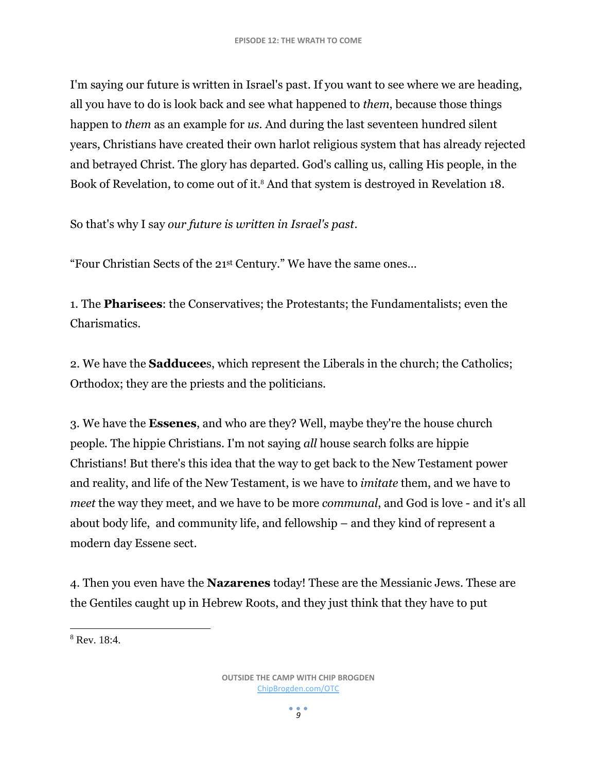I'm saying our future is written in Israel's past. If you want to see where we are heading, all you have to do is look back and see what happened to *them*, because those things happen to *them* as an example for *us*. And during the last seventeen hundred silent years, Christians have created their own harlot religious system that has already rejected and betrayed Christ. The glory has departed. God's calling us, calling His people, in the Book of Revelation, to come out of it.[8] And that system is destroyed in Revelation 18.

So that's why I say *our future is written in Israel's past*.

"Four Christian Sects of the 21st Century." We have the same ones…

1. The **Pharisees**: the Conservatives; the Protestants; the Fundamentalists; even the Charismatics.

2. We have the **Sadducee**s, which represent the Liberals in the church; the Catholics; Orthodox; they are the priests and the politicians.

3. We have the **Essenes**, and who are they? Well, maybe they're the house church people. The hippie Christians. I'm not saying *all* house search folks are hippie Christians! But there's this idea that the way to get back to the New Testament power and reality, and life of the New Testament, is we have to *imitate* them, and we have to *meet* the way they meet, and we have to be more *communal*, and God is love - and it's all about body life, and community life, and fellowship – and they kind of represent a modern day Essene sect.

4. Then you even have the **Nazarenes** today! These are the Messianic Jews. These are the Gentiles caught up in Hebrew Roots, and they just think that they have to put

[8] Rev. 18:4.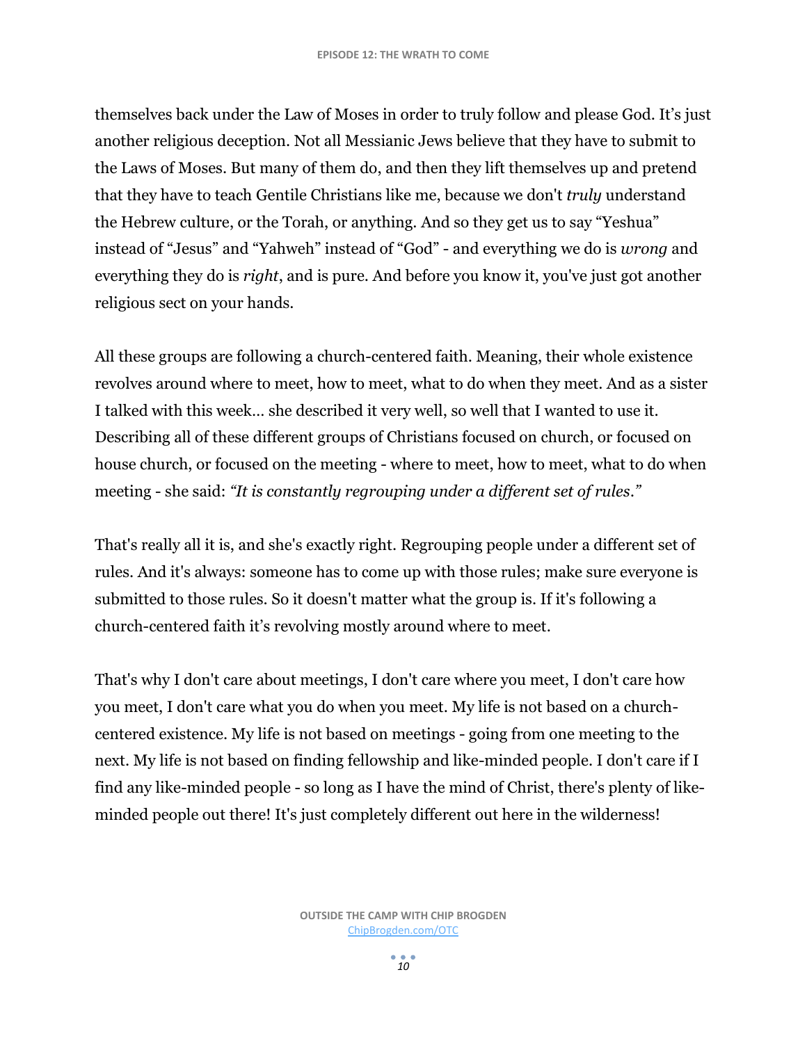themselves back under the Law of Moses in order to truly follow and please God. It's just another religious deception. Not all Messianic Jews believe that they have to submit to the Laws of Moses. But many of them do, and then they lift themselves up and pretend that they have to teach Gentile Christians like me, because we don't *truly* understand the Hebrew culture, or the Torah, or anything. And so they get us to say "Yeshua" instead of "Jesus" and "Yahweh" instead of "God" - and everything we do is *wrong* and everything they do is *right*, and is pure. And before you know it, you've just got another religious sect on your hands.

All these groups are following a church-centered faith. Meaning, their whole existence revolves around where to meet, how to meet, what to do when they meet. And as a sister I talked with this week… she described it very well, so well that I wanted to use it. Describing all of these different groups of Christians focused on church, or focused on house church, or focused on the meeting - where to meet, how to meet, what to do when meeting - she said: *"It is constantly regrouping under a different set of rules."*

That's really all it is, and she's exactly right. Regrouping people under a different set of rules. And it's always: someone has to come up with those rules; make sure everyone is submitted to those rules. So it doesn't matter what the group is. If it's following a church-centered faith it's revolving mostly around where to meet.

That's why I don't care about meetings, I don't care where you meet, I don't care how you meet, I don't care what you do when you meet. My life is not based on a church-centered existence. My life is not based on meetings - going from one meeting to the next. My life is not based on finding fellowship and like-minded people. I don't care if I find any like-minded people - so long as I have the mind of Christ, there's plenty of like-minded people out there! It's just completely different out here in the wilderness!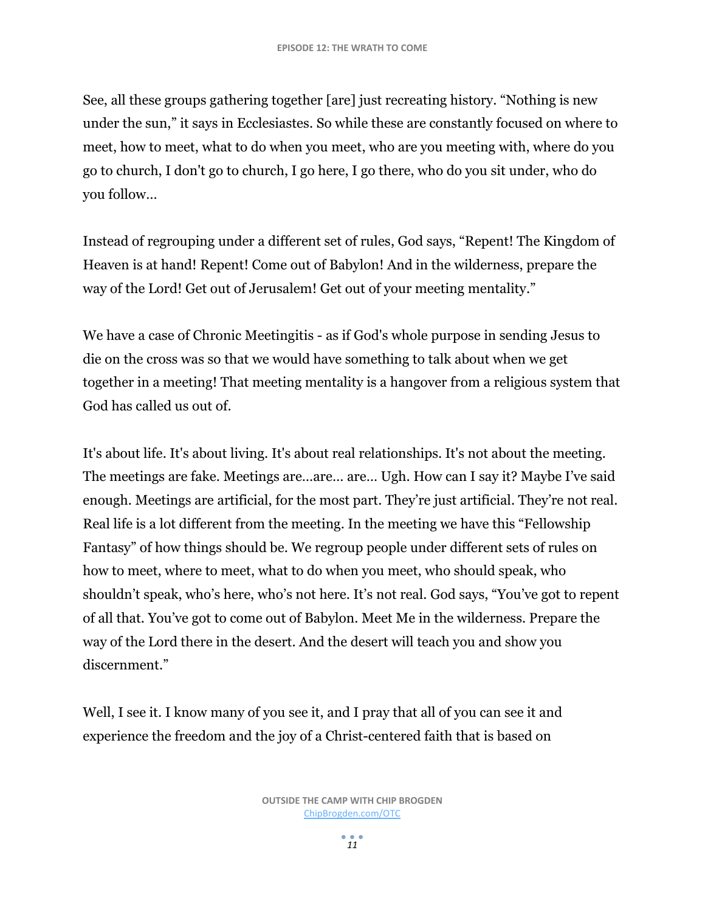See, all these groups gathering together [are] just recreating history. "Nothing is new under the sun," it says in Ecclesiastes. So while these are constantly focused on where to meet, how to meet, what to do when you meet, who are you meeting with, where do you go to church, I don't go to church, I go here, I go there, who do you sit under, who do you follow…

Instead of regrouping under a different set of rules, God says, "Repent! The Kingdom of Heaven is at hand! Repent! Come out of Babylon! And in the wilderness, prepare the way of the Lord! Get out of Jerusalem! Get out of your meeting mentality."

We have a case of Chronic Meetingitis - as if God's whole purpose in sending Jesus to die on the cross was so that we would have something to talk about when we get together in a meeting! That meeting mentality is a hangover from a religious system that God has called us out of.

It's about life. It's about living. It's about real relationships. It's not about the meeting. The meetings are fake. Meetings are…are… are… Ugh. How can I say it? Maybe I've said enough. Meetings are artificial, for the most part. They're just artificial. They're not real. Real life is a lot different from the meeting. In the meeting we have this "Fellowship Fantasy" of how things should be. We regroup people under different sets of rules on how to meet, where to meet, what to do when you meet, who should speak, who shouldn't speak, who's here, who's not here. It's not real. God says, "You've got to repent of all that. You've got to come out of Babylon. Meet Me in the wilderness. Prepare the way of the Lord there in the desert. And the desert will teach you and show you discernment."

Well, I see it. I know many of you see it, and I pray that all of you can see it and experience the freedom and the joy of a Christ-centered faith that is based on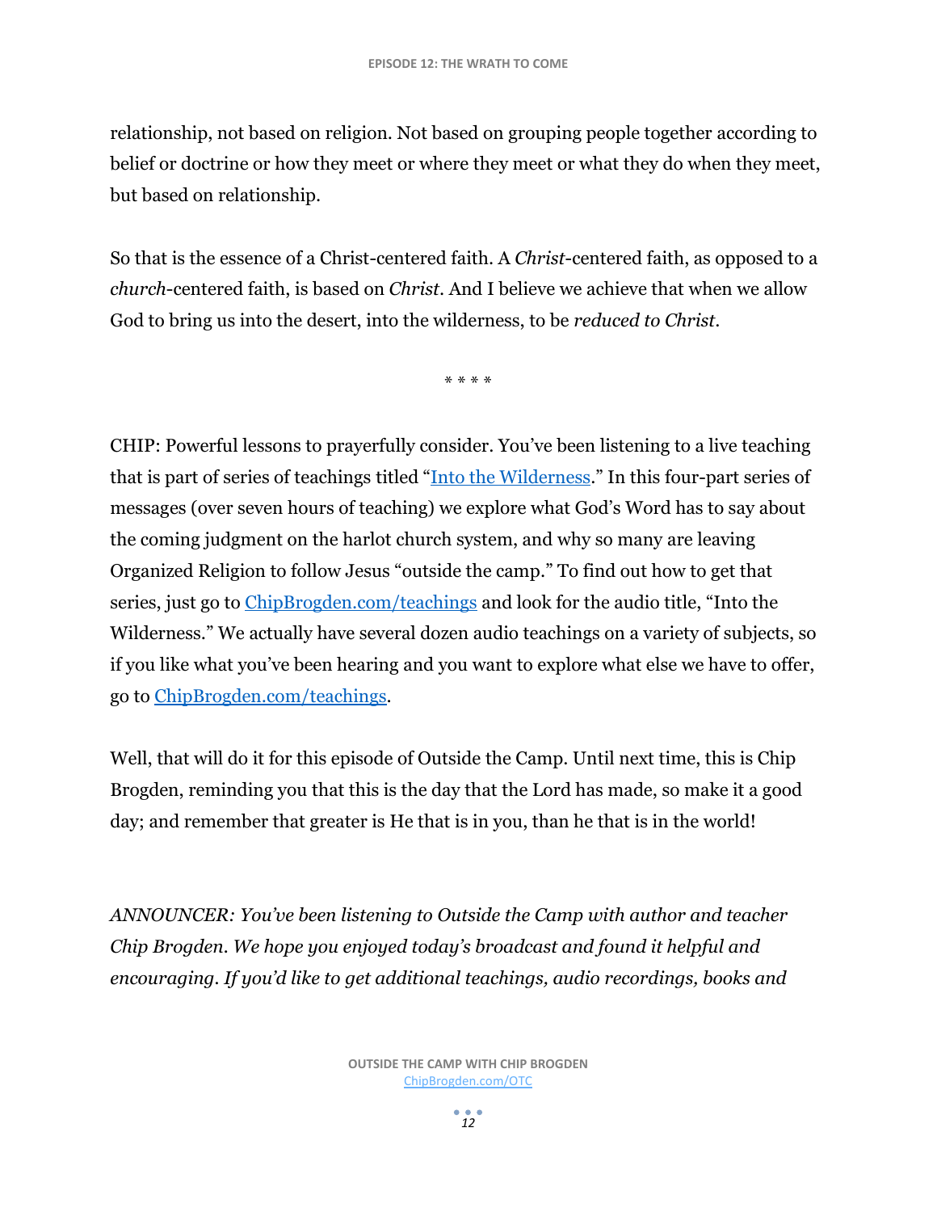relationship, not based on religion. Not based on grouping people together according to belief or doctrine or how they meet or where they meet or what they do when they meet, but based on relationship.

So that is the essence of a Christ-centered faith. A *Christ*-centered faith, as opposed to a *church*-centered faith, is based on *Christ*. And I believe we achieve that when we allow God to bring us into the desert, into the wilderness, to be *reduced to Christ*.

\* \* \* \*

CHIP: Powerful lessons to prayerfully consider. You've been listening to a live teaching that is part of series of teachings titled "[Into the Wilderness](Into the Wilderness)." In this four-part series of messages (over seven hours of teaching) we explore what God's Word has to say about the coming judgment on the harlot church system, and why so many are leaving Organized Religion to follow Jesus "outside the camp." To find out how to get that series, just go to [ChipBrogden.com/teachings](ChipBrogden.com/teachings) and look for the audio title, "Into the Wilderness." We actually have several dozen audio teachings on a variety of subjects, so if you like what you've been hearing and you want to explore what else we have to offer, go to [ChipBrogden.com/teachings](ChipBrogden.com/teachings).

Well, that will do it for this episode of Outside the Camp. Until next time, this is Chip Brogden, reminding you that this is the day that the Lord has made, so make it a good day; and remember that greater is He that is in you, than he that is in the world!

*ANNOUNCER: You've been listening to Outside the Camp with author and teacher Chip Brogden. We hope you enjoyed today's broadcast and found it helpful and encouraging. If you'd like to get additional teachings, audio recordings, books and*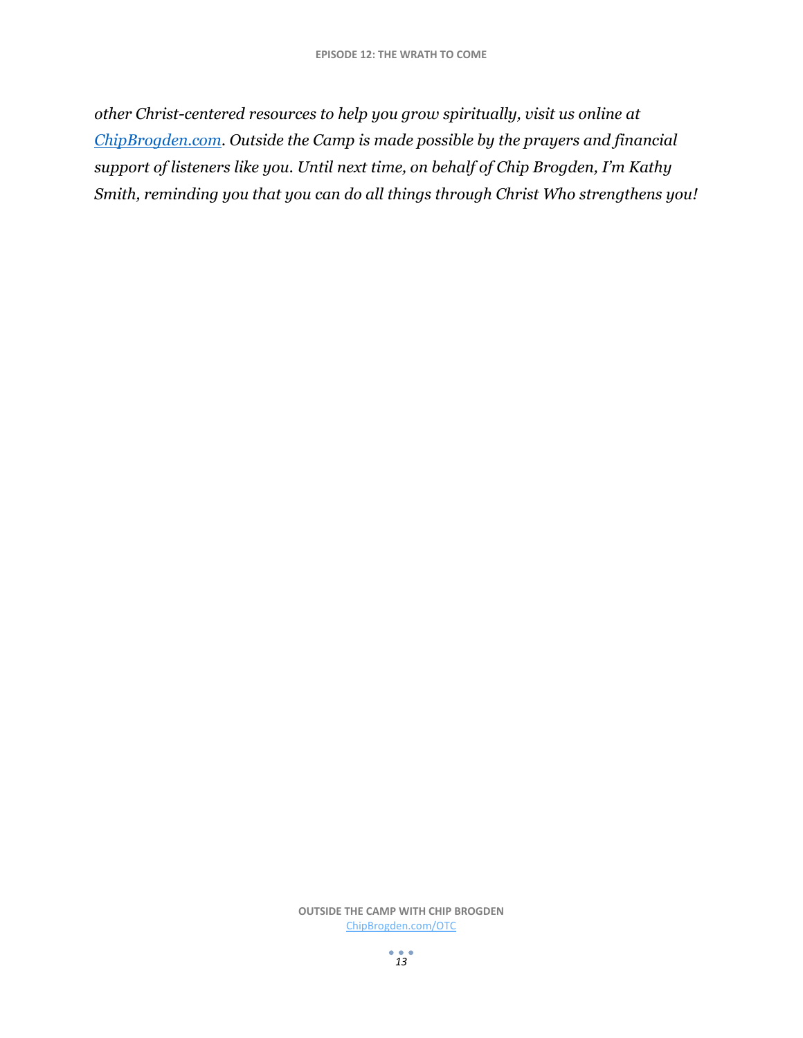*other Christ-centered resources to help you grow spiritually, visit us online at [ChipBrogden.com](ChipBrogden.com). Outside the Camp is made possible by the prayers and financial support of listeners like you. Until next time, on behalf of Chip Brogden, I'm Kathy Smith, reminding you that you can do all things through Christ Who strengthens you!*